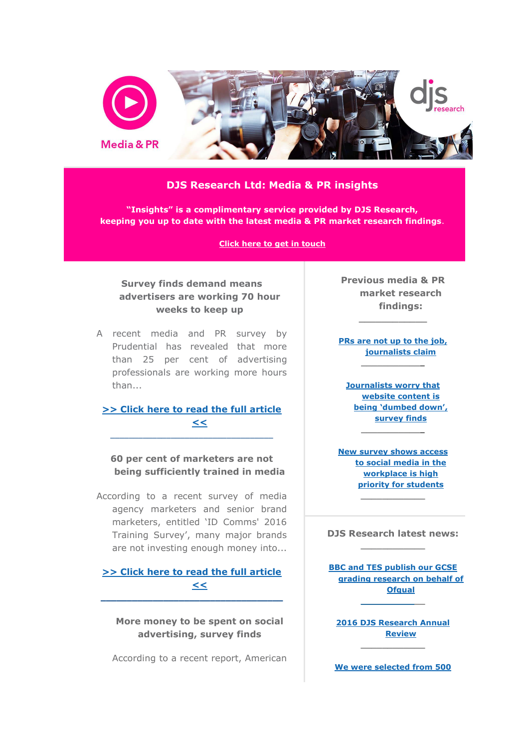Media & PR

djs research

## DJS Research Ltd: Media & PR insights

**"Insights" is a complimentary service provided by DJS Research, keeping you up to date with the latest media & PR market research findings.**

**Click here to get in touch**

### Survey finds demand means advertisers are working 70 hour weeks to keep up

A recent media and PR survey by Prudential has revealed that more than 25 per cent of advertising professionals are working more hours than...

**>> Click here to read the full article <<**

---

### 60 per cent of marketers are not being sufficiently trained in media

According to a recent survey of media agency marketers and senior brand marketers, entitled 'ID Comms' 2016 Training Survey', many major brands are not investing enough money into...

**>> Click here to read the full article <<**

---

### More money to be spent on social advertising, survey finds

According to a recent report, American

---

### Previous media & PR market research findings:

---

**PRs are not up to the job, journalists claim**

---

**Journalists worry that website content is being 'dumbed down', survey finds**

---

**New survey shows access to social media in the workplace is high priority for students**

---

### DJS Research latest news:

---

**BBC and TES publish our GCSE grading research on behalf of Ofqual**

---

**2016 DJS Research Annual Review**

---

**We were selected from 500**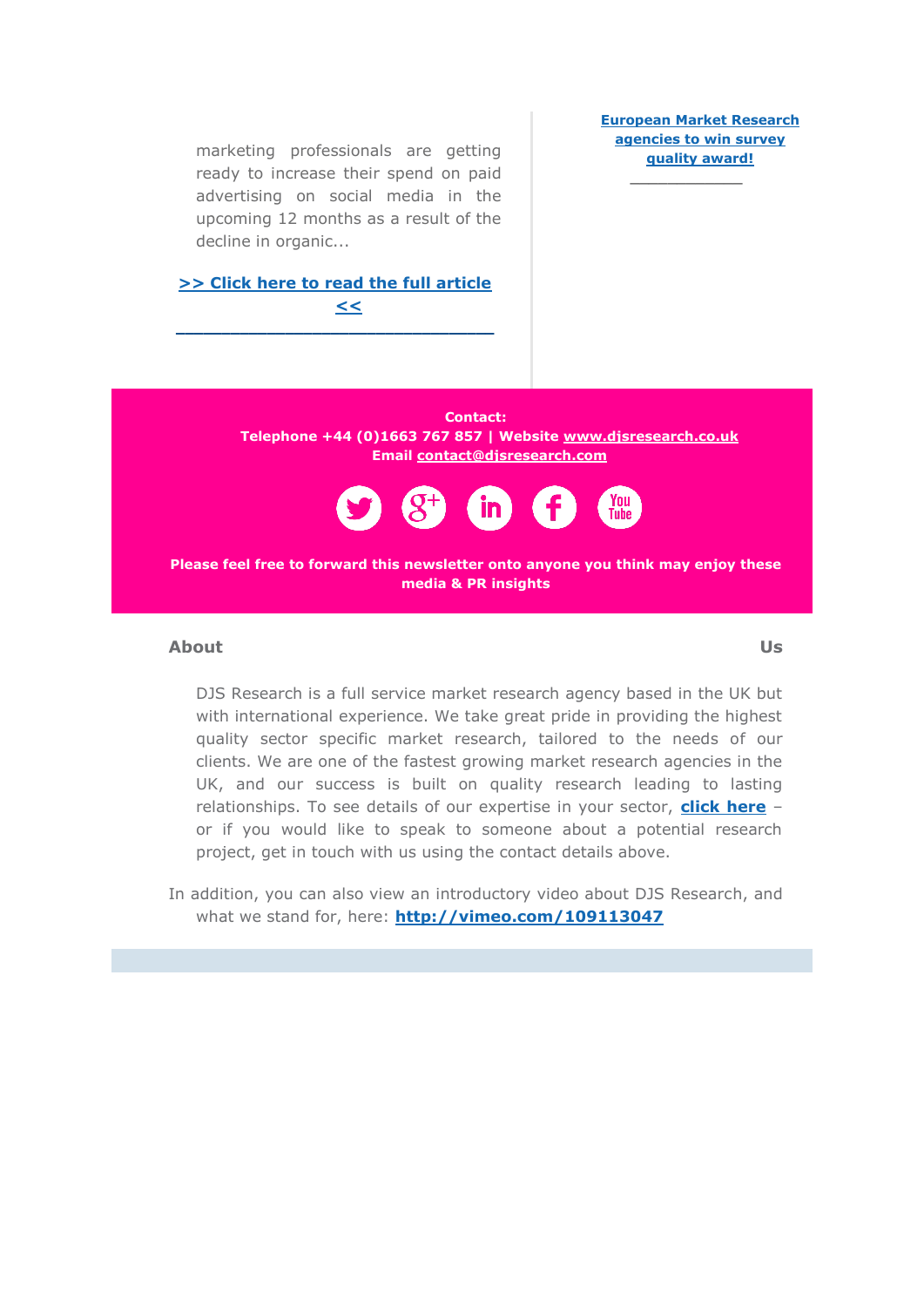marketing professionals are getting ready to increase their spend on paid advertising on social media in the upcoming 12 months as a result of the decline in organic...

**>> Click here to read the full article <<**

---

**European Market Research agencies to win survey quality award!**

---

**Contact:**
**Telephone +44 (0)1663 767 857 | Website www.djsresearch.co.uk**
**Email contact@djsresearch.com**

**Please feel free to forward this newsletter onto anyone you think may enjoy these media & PR insights**

## About Us

DJS Research is a full service market research agency based in the UK but with international experience. We take great pride in providing the highest quality sector specific market research, tailored to the needs of our clients. We are one of the fastest growing market research agencies in the UK, and our success is built on quality research leading to lasting relationships. To see details of our expertise in your sector, **click here** – or if you would like to speak to someone about a potential research project, get in touch with us using the contact details above.

In addition, you can also view an introductory video about DJS Research, and what we stand for, here: **http://vimeo.com/109113047**